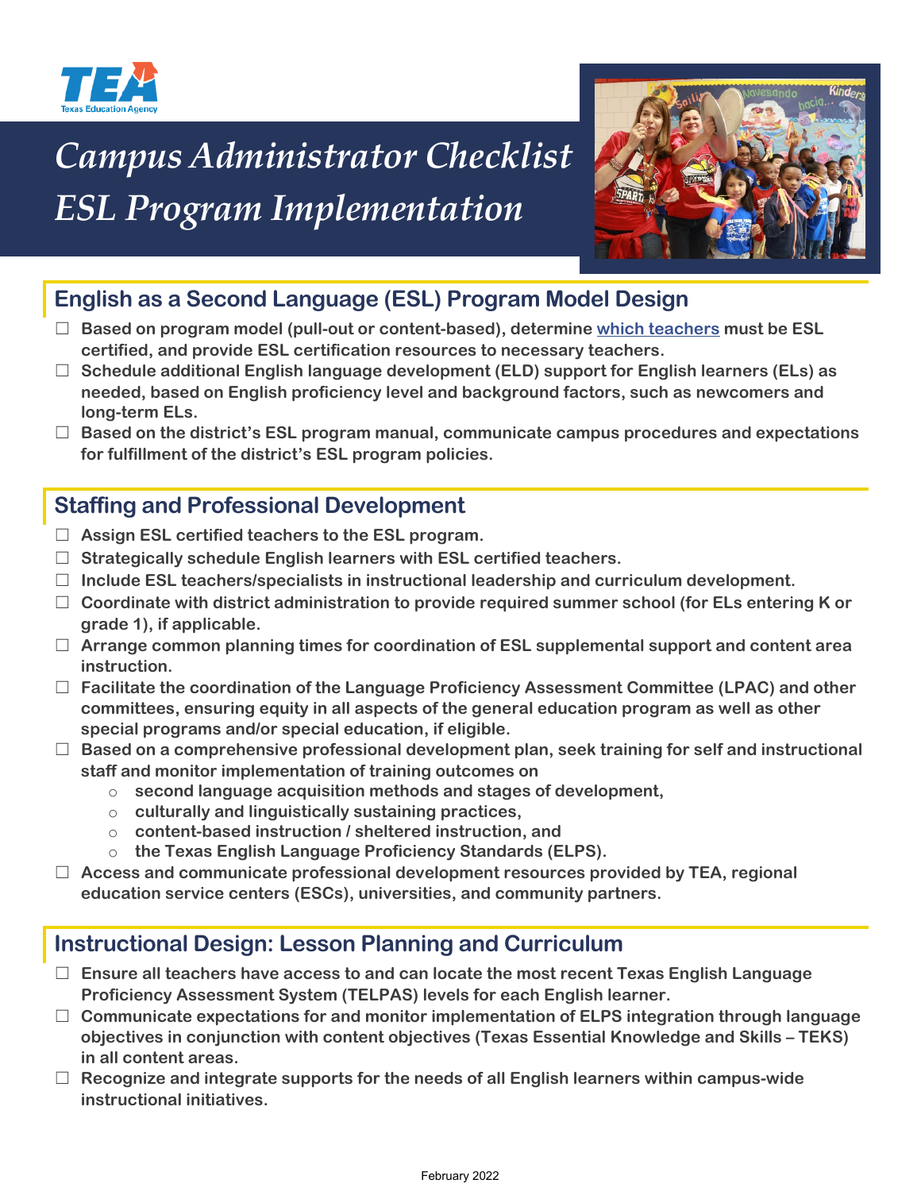# Campus Administrator Checklist ESL Program Implementation

## English as a Second Language (ESL) Program Model Design

- ☐ Based on program model (pull-out or content-based), determine which teachers must be ESL certified, and provide ESL certification resources to necessary teachers.
- ☐ Schedule additional English language development (ELD) support for English learners (ELs) as needed, based on English proficiency level and background factors, such as newcomers and long-term ELs.
- ☐ Based on the district's ESL program manual, communicate campus procedures and expectations for fulfillment of the district's ESL program policies.

## Staffing and Professional Development

- ☐ Assign ESL certified teachers to the ESL program.
- ☐ Strategically schedule English learners with ESL certified teachers.
- ☐ Include ESL teachers/specialists in instructional leadership and curriculum development.
- ☐ Coordinate with district administration to provide required summer school (for ELs entering K or grade 1), if applicable.
- ☐ Arrange common planning times for coordination of ESL supplemental support and content area instruction.
- ☐ Facilitate the coordination of the Language Proficiency Assessment Committee (LPAC) and other committees, ensuring equity in all aspects of the general education program as well as other special programs and/or special education, if eligible.
- ☐ Based on a comprehensive professional development plan, seek training for self and instructional staff and monitor implementation of training outcomes on
  - second language acquisition methods and stages of development,
  - culturally and linguistically sustaining practices,
  - content-based instruction / sheltered instruction, and
  - the Texas English Language Proficiency Standards (ELPS).
- ☐ Access and communicate professional development resources provided by TEA, regional education service centers (ESCs), universities, and community partners.

## Instructional Design: Lesson Planning and Curriculum

- ☐ Ensure all teachers have access to and can locate the most recent Texas English Language Proficiency Assessment System (TELPAS) levels for each English learner.
- ☐ Communicate expectations for and monitor implementation of ELPS integration through language objectives in conjunction with content objectives (Texas Essential Knowledge and Skills – TEKS) in all content areas.
- ☐ Recognize and integrate supports for the needs of all English learners within campus-wide instructional initiatives.

February 2022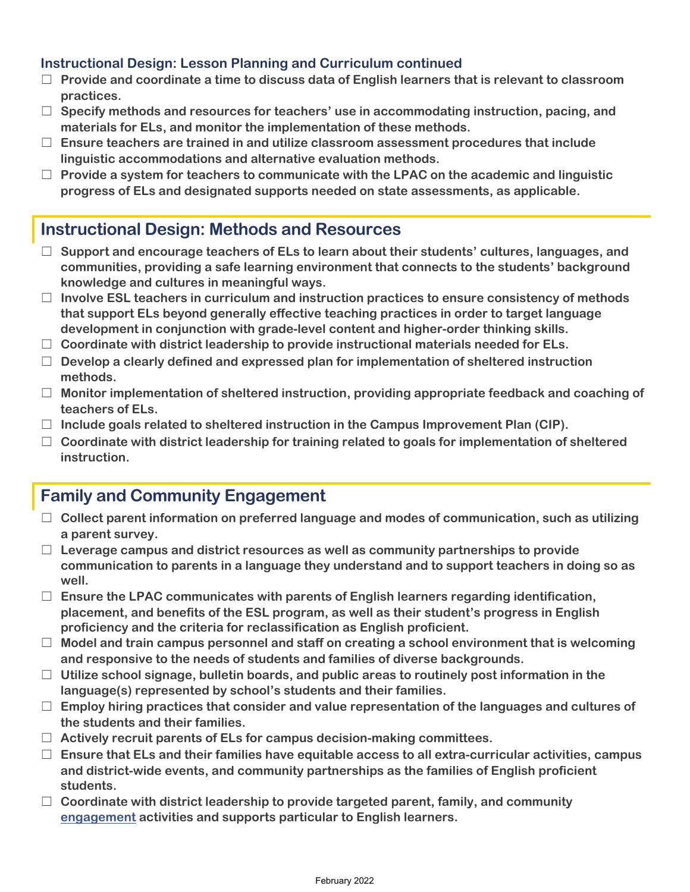### Instructional Design: Lesson Planning and Curriculum continued

- ☐ **Provide and coordinate a time to discuss data of English learners that is relevant to classroom practices.**
- ☐ **Specify methods and resources for teachers' use in accommodating instruction, pacing, and materials for ELs, and monitor the implementation of these methods.**
- ☐ **Ensure teachers are trained in and utilize classroom assessment procedures that include linguistic accommodations and alternative evaluation methods.**
- ☐ **Provide a system for teachers to communicate with the LPAC on the academic and linguistic progress of ELs and designated supports needed on state assessments, as applicable.**

## Instructional Design: Methods and Resources

- ☐ **Support and encourage teachers of ELs to learn about their students' cultures, languages, and communities, providing a safe learning environment that connects to the students' background knowledge and cultures in meaningful ways.**
- ☐ **Involve ESL teachers in curriculum and instruction practices to ensure consistency of methods that support ELs beyond generally effective teaching practices in order to target language development in conjunction with grade-level content and higher-order thinking skills.**
- ☐ **Coordinate with district leadership to provide instructional materials needed for ELs.**
- ☐ **Develop a clearly defined and expressed plan for implementation of sheltered instruction methods.**
- ☐ **Monitor implementation of sheltered instruction, providing appropriate feedback and coaching of teachers of ELs.**
- ☐ **Include goals related to sheltered instruction in the Campus Improvement Plan (CIP).**
- ☐ **Coordinate with district leadership for training related to goals for implementation of sheltered instruction.**

## Family and Community Engagement

- ☐ **Collect parent information on preferred language and modes of communication, such as utilizing a parent survey.**
- ☐ **Leverage campus and district resources as well as community partnerships to provide communication to parents in a language they understand and to support teachers in doing so as well.**
- ☐ **Ensure the LPAC communicates with parents of English learners regarding identification, placement, and benefits of the ESL program, as well as their student's progress in English proficiency and the criteria for reclassification as English proficient.**
- ☐ **Model and train campus personnel and staff on creating a school environment that is welcoming and responsive to the needs of students and families of diverse backgrounds.**
- ☐ **Utilize school signage, bulletin boards, and public areas to routinely post information in the language(s) represented by school's students and their families.**
- ☐ **Employ hiring practices that consider and value representation of the languages and cultures of the students and their families.**
- ☐ **Actively recruit parents of ELs for campus decision-making committees.**
- ☐ **Ensure that ELs and their families have equitable access to all extra-curricular activities, campus and district-wide events, and community partnerships as the families of English proficient students.**
- ☐ **Coordinate with district leadership to provide targeted parent, family, and community engagement activities and supports particular to English learners.**

February 2022